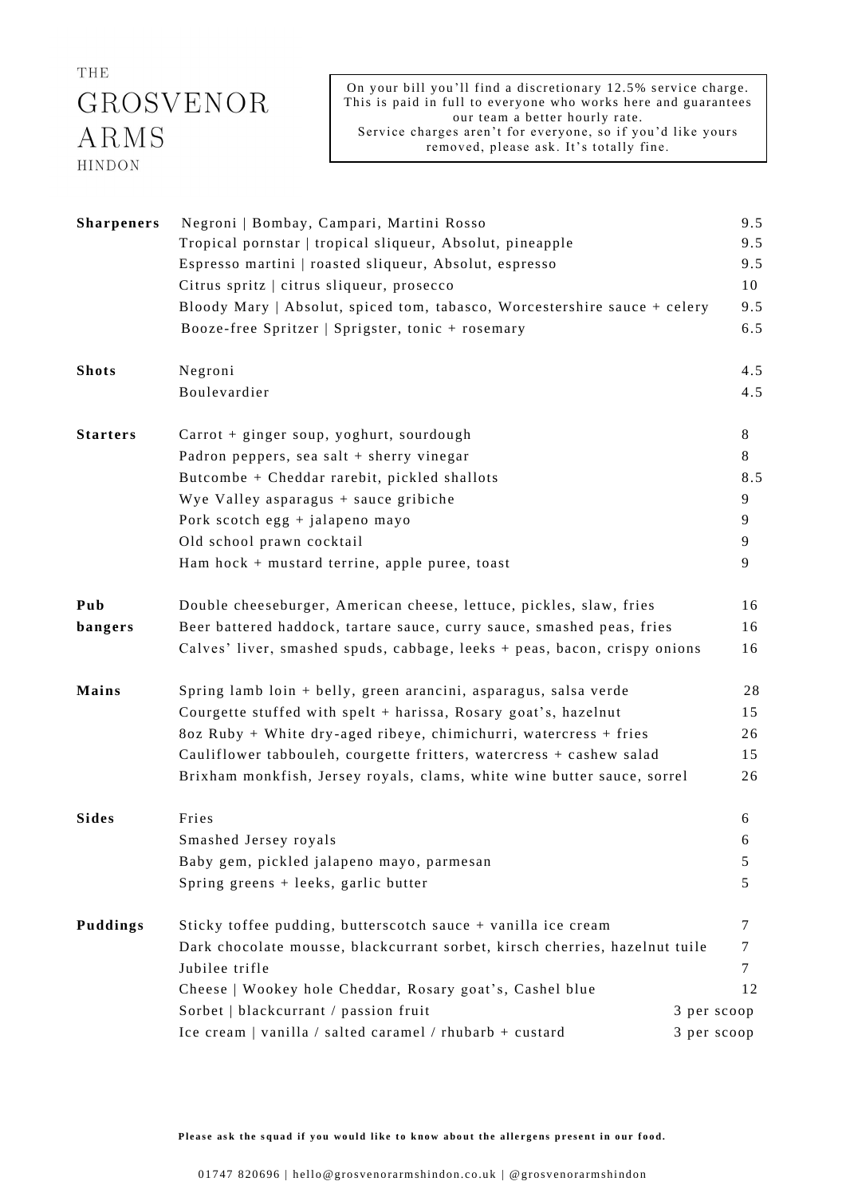# THE GROSVENOR ARMS

HINDON

> On your bill you'll find a discretionary 12.5% service charge. This is paid in full to everyone who works here and guarantees our team a better hourly rate.
> Service charges aren't for everyone, so if you'd like yours removed, please ask. It's totally fine.

| | | |
|---|---|---|
| **Sharpeners** | Negroni \| Bombay, Campari, Martini Rosso | 9.5 |
| | Tropical pornstar \| tropical sliqueur, Absolut, pineapple | 9.5 |
| | Espresso martini \| roasted sliqueur, Absolut, espresso | 9.5 |
| | Citrus spritz \| citrus sliqueur, prosecco | 10 |
| | Bloody Mary \| Absolut, spiced tom, tabasco, Worcestershire sauce + celery | 9.5 |
| | Booze-free Spritzer \| Sprigster, tonic + rosemary | 6.5 |
| **Shots** | Negroni | 4.5 |
| | Boulevardier | 4.5 |
| **Starters** | Carrot + ginger soup, yoghurt, sourdough | 8 |
| | Padron peppers, sea salt + sherry vinegar | 8 |
| | Butcombe + Cheddar rarebit, pickled shallots | 8.5 |
| | Wye Valley asparagus + sauce gribiche | 9 |
| | Pork scotch egg + jalapeno mayo | 9 |
| | Old school prawn cocktail | 9 |
| | Ham hock + mustard terrine, apple puree, toast | 9 |
| **Pub bangers** | Double cheeseburger, American cheese, lettuce, pickles, slaw, fries | 16 |
| | Beer battered haddock, tartare sauce, curry sauce, smashed peas, fries | 16 |
| | Calves' liver, smashed spuds, cabbage, leeks + peas, bacon, crispy onions | 16 |
| **Mains** | Spring lamb loin + belly, green arancini, asparagus, salsa verde | 28 |
| | Courgette stuffed with spelt + harissa, Rosary goat's, hazelnut | 15 |
| | 8oz Ruby + White dry-aged ribeye, chimichurri, watercress + fries | 26 |
| | Cauliflower tabbouleh, courgette fritters, watercress + cashew salad | 15 |
| | Brixham monkfish, Jersey royals, clams, white wine butter sauce, sorrel | 26 |
| **Sides** | Fries | 6 |
| | Smashed Jersey royals | 6 |
| | Baby gem, pickled jalapeno mayo, parmesan | 5 |
| | Spring greens + leeks, garlic butter | 5 |
| **Puddings** | Sticky toffee pudding, butterscotch sauce + vanilla ice cream | 7 |
| | Dark chocolate mousse, blackcurrant sorbet, kirsch cherries, hazelnut tuile | 7 |
| | Jubilee trifle | 7 |
| | Cheese \| Wookey hole Cheddar, Rosary goat's, Cashel blue | 12 |
| | Sorbet \| blackcurrant / passion fruit | 3 per scoop |
| | Ice cream \| vanilla / salted caramel / rhubarb + custard | 3 per scoop |

**Please ask the squad if you would like to know about the allergens present in our food.**

01747 820696 | hello@grosvenorarmshindon.co.uk | @grosvenorarmshindon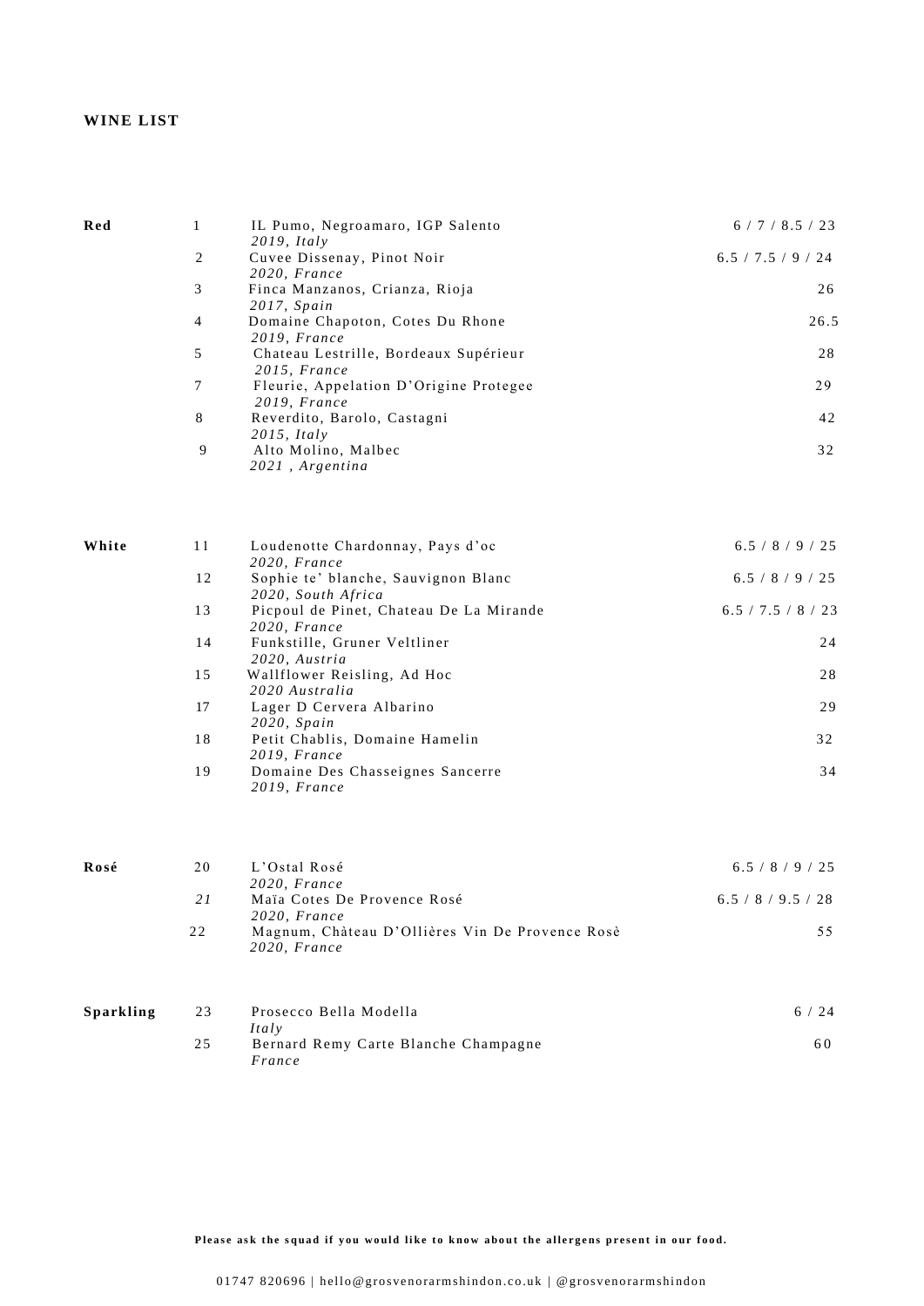**WINE LIST**

| | | | |
|---|---|---|---|
| **Red** | 1 | IL Pumo, Negroamaro, IGP Salento<br>*2019, Italy* | 6 / 7 / 8.5 / 23 |
| | 2 | Cuvee Dissenay, Pinot Noir<br>*2020, France* | 6.5 / 7.5 / 9 / 24 |
| | 3 | Finca Manzanos, Crianza, Rioja<br>*2017, Spain* | 26 |
| | 4 | Domaine Chapoton, Cotes Du Rhone<br>*2019, France* | 26.5 |
| | 5 | Chateau Lestrille, Bordeaux Supérieur<br>*2015, France* | 28 |
| | 7 | Fleurie, Appelation D'Origine Protegee<br>*2019, France* | 29 |
| | 8 | Reverdito, Barolo, Castagni<br>*2015, Italy* | 42 |
| | 9 | Alto Molino, Malbec<br>*2021 , Argentina* | 32 |
| **White** | 11 | Loudenotte Chardonnay, Pays d'oc<br>*2020, France* | 6.5 / 8 / 9 / 25 |
| | 12 | Sophie te' blanche, Sauvignon Blanc<br>*2020, South Africa* | 6.5 / 8 / 9 / 25 |
| | 13 | Picpoul de Pinet, Chateau De La Mirande<br>*2020, France* | 6.5 / 7.5 / 8 / 23 |
| | 14 | Funkstille, Gruner Veltliner<br>*2020, Austria* | 24 |
| | 15 | Wallflower Reisling, Ad Hoc<br>*2020 Australia* | 28 |
| | 17 | Lager D Cervera Albarino<br>*2020, Spain* | 29 |
| | 18 | Petit Chablis, Domaine Hamelin<br>*2019, France* | 32 |
| | 19 | Domaine Des Chasseignes Sancerre<br>*2019, France* | 34 |
| **Rosé** | 20 | L'Ostal Rosé<br>*2020, France* | 6.5 / 8 / 9 / 25 |
| | *21* | Maïa Cotes De Provence Rosé<br>*2020, France* | 6.5 / 8 / 9.5 / 28 |
| | 22 | Magnum, Chàteau D'Ollières Vin De Provence Rosè<br>*2020, France* | 55 |
| **Sparkling** | 23 | Prosecco Bella Modella<br>*Italy* | 6 / 24 |
| | 25 | Bernard Remy Carte Blanche Champagne<br>*France* | 60 |

**Please ask the squad if you would like to know about the allergens present in our food.**

01747 820696 | hello@grosvenorarmshindon.co.uk | @grosvenorarmshindon